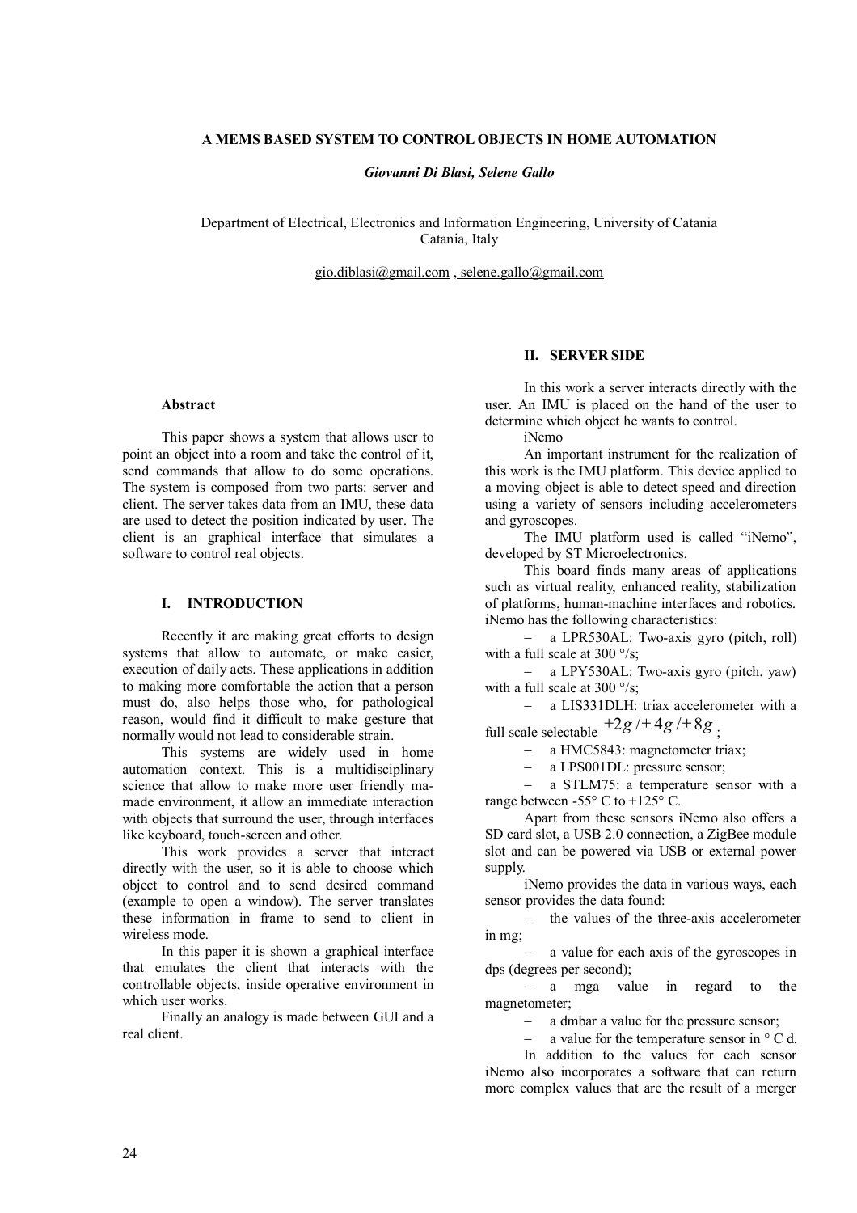# A MEMS BASED SYSTEM TO CONTROL OBJECTS IN HOME AUTOMATION

***Giovanni Di Blasi, Selene Gallo***

Department of Electrical, Electronics and Information Engineering, University of Catania
Catania, Italy

gio.diblasi@gmail.com , selene.gallo@gmail.com

### Abstract

This paper shows a system that allows user to point an object into a room and take the control of it, send commands that allow to do some operations. The system is composed from two parts: server and client. The server takes data from an IMU, these data are used to detect the position indicated by user. The client is an graphical interface that simulates a software to control real objects.

## I. INTRODUCTION

Recently it are making great efforts to design systems that allow to automate, or make easier, execution of daily acts. These applications in addition to making more comfortable the action that a person must do, also helps those who, for pathological reason, would find it difficult to make gesture that normally would not lead to considerable strain.

This systems are widely used in home automation context. This is a multidisciplinary science that allow to make more user friendly ma-made environment, it allow an immediate interaction with objects that surround the user, through interfaces like keyboard, touch-screen and other.

This work provides a server that interact directly with the user, so it is able to choose which object to control and to send desired command (example to open a window). The server translates these information in frame to send to client in wireless mode.

In this paper it is shown a graphical interface that emulates the client that interacts with the controllable objects, inside operative environment in which user works.

Finally an analogy is made between GUI and a real client.

## II. SERVER SIDE

In this work a server interacts directly with the user. An IMU is placed on the hand of the user to determine which object he wants to control.

iNemo

An important instrument for the realization of this work is the IMU platform. This device applied to a moving object is able to detect speed and direction using a variety of sensors including accelerometers and gyroscopes.

The IMU platform used is called "iNemo", developed by ST Microelectronics.

This board finds many areas of applications such as virtual reality, enhanced reality, stabilization of platforms, human-machine interfaces and robotics. iNemo has the following characteristics:

- a LPR530AL: Two-axis gyro (pitch, roll) with a full scale at 300 °/s;
- a LPY530AL: Two-axis gyro (pitch, yaw) with a full scale at 300 °/s;
- a LIS331DLH: triax accelerometer with a full scale selectable $\pm 2g / \pm 4g / \pm 8g$;
- a HMC5843: magnetometer triax;
- a LPS001DL: pressure sensor;
- a STLM75: a temperature sensor with a range between -55° C to +125° C.

Apart from these sensors iNemo also offers a SD card slot, a USB 2.0 connection, a ZigBee module slot and can be powered via USB or external power supply.

iNemo provides the data in various ways, each sensor provides the data found:

- the values of the three-axis accelerometer in mg;
- a value for each axis of the gyroscopes in dps (degrees per second);
- a mga value in regard to the magnetometer;
- a dmbar a value for the pressure sensor;
- a value for the temperature sensor in ° C d.

In addition to the values for each sensor iNemo also incorporates a software that can return more complex values that are the result of a merger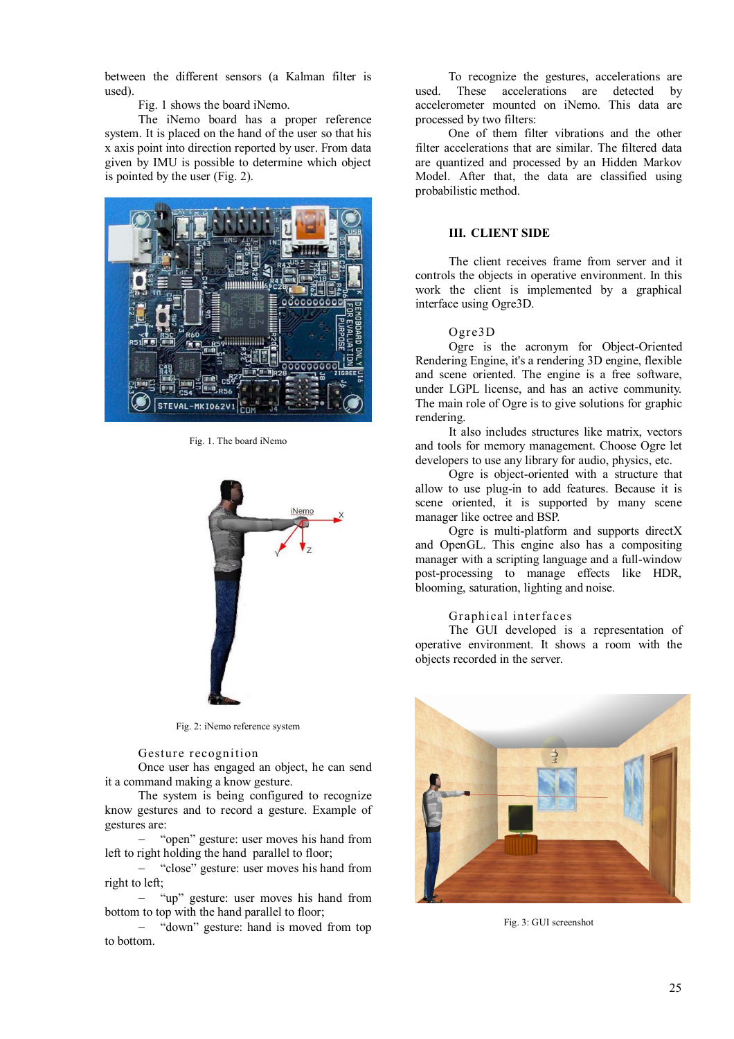between the different sensors (a Kalman filter is used).

Fig. 1 shows the board iNemo.

The iNemo board has a proper reference system. It is placed on the hand of the user so that his x axis point into direction reported by user. From data given by IMU is possible to determine which object is pointed by the user (Fig. 2).

Fig. 1. The board iNemo

Fig. 2: iNemo reference system

### Gesture recognition

Once user has engaged an object, he can send it a command making a know gesture.

The system is being configured to recognize know gestures and to record a gesture. Example of gestures are:

- "open" gesture: user moves his hand from left to right holding the hand parallel to floor;
- "close" gesture: user moves his hand from right to left;
- "up" gesture: user moves his hand from bottom to top with the hand parallel to floor;
- "down" gesture: hand is moved from top to bottom.

To recognize the gestures, accelerations are used. These accelerations are detected by accelerometer mounted on iNemo. This data are processed by two filters:

One of them filter vibrations and the other filter accelerations that are similar. The filtered data are quantized and processed by an Hidden Markov Model. After that, the data are classified using probabilistic method.

## III. CLIENT SIDE

The client receives frame from server and it controls the objects in operative environment. In this work the client is implemented by a graphical interface using Ogre3D.

### Ogre3D

Ogre is the acronym for Object-Oriented Rendering Engine, it's a rendering 3D engine, flexible and scene oriented. The engine is a free software, under LGPL license, and has an active community. The main role of Ogre is to give solutions for graphic rendering.

It also includes structures like matrix, vectors and tools for memory management. Choose Ogre let developers to use any library for audio, physics, etc.

Ogre is object-oriented with a structure that allow to use plug-in to add features. Because it is scene oriented, it is supported by many scene manager like octree and BSP.

Ogre is multi-platform and supports directX and OpenGL. This engine also has a compositing manager with a scripting language and a full-window post-processing to manage effects like HDR, blooming, saturation, lighting and noise.

### Graphical interfaces

The GUI developed is a representation of operative environment. It shows a room with the objects recorded in the server.

Fig. 3: GUI screenshot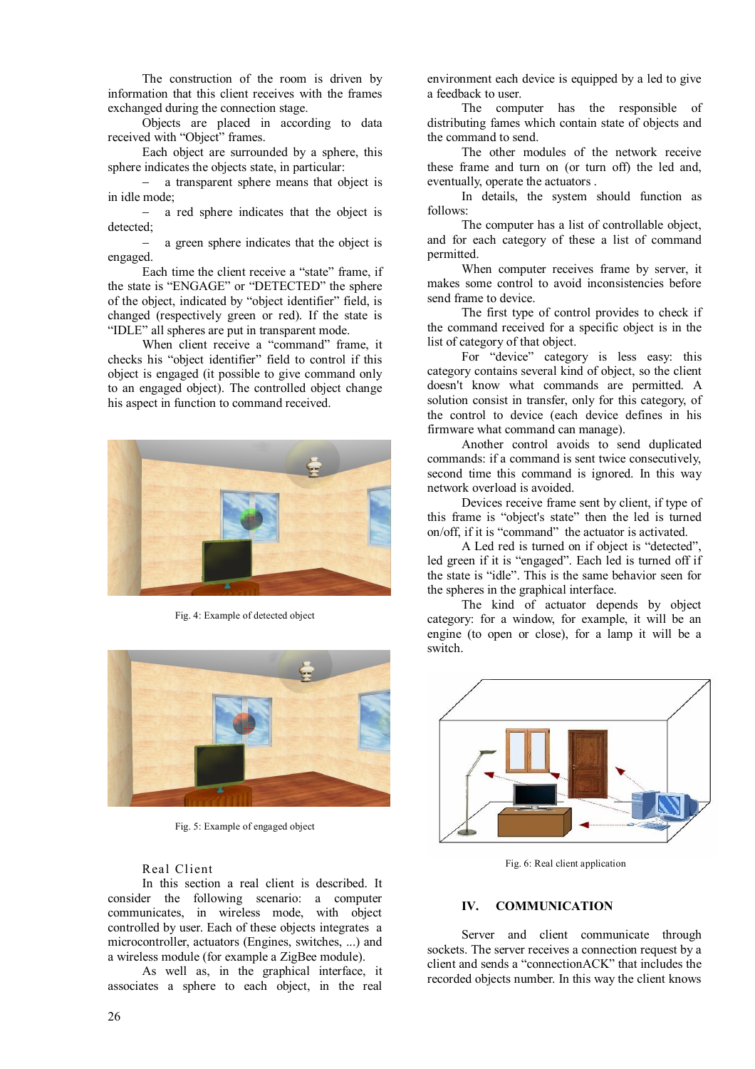The construction of the room is driven by information that this client receives with the frames exchanged during the connection stage.

Objects are placed in according to data received with “Object” frames.

Each object are surrounded by a sphere, this sphere indicates the objects state, in particular:

– a transparent sphere means that object is in idle mode;

– a red sphere indicates that the object is detected;

– a green sphere indicates that the object is engaged.

Each time the client receive a “state” frame, if the state is “ENGAGE” or “DETECTED” the sphere of the object, indicated by “object identifier” field, is changed (respectively green or red). If the state is “IDLE” all spheres are put in transparent mode.

When client receive a “command” frame, it checks his “object identifier” field to control if this object is engaged (it possible to give command only to an engaged object). The controlled object change his aspect in function to command received.

Fig. 4: Example of detected object

Fig. 5: Example of engaged object

### Real Client

In this section a real client is described. It consider the following scenario: a computer communicates, in wireless mode, with object controlled by user. Each of these objects integrates a microcontroller, actuators (Engines, switches, ...) and a wireless module (for example a ZigBee module).

As well as, in the graphical interface, it associates a sphere to each object, in the real environment each device is equipped by a led to give a feedback to user.

The computer has the responsible of distributing fames which contain state of objects and the command to send.

The other modules of the network receive these frame and turn on (or turn off) the led and, eventually, operate the actuators .

In details, the system should function as follows:

The computer has a list of controllable object, and for each category of these a list of command permitted.

When computer receives frame by server, it makes some control to avoid inconsistencies before send frame to device.

The first type of control provides to check if the command received for a specific object is in the list of category of that object.

For “device” category is less easy: this category contains several kind of object, so the client doesn't know what commands are permitted. A solution consist in transfer, only for this category, of the control to device (each device defines in his firmware what command can manage).

Another control avoids to send duplicated commands: if a command is sent twice consecutively, second time this command is ignored. In this way network overload is avoided.

Devices receive frame sent by client, if type of this frame is “object's state” then the led is turned on/off, if it is “command” the actuator is activated.

A Led red is turned on if object is “detected”, led green if it is “engaged”. Each led is turned off if the state is “idle”. This is the same behavior seen for the spheres in the graphical interface.

The kind of actuator depends by object category: for a window, for example, it will be an engine (to open or close), for a lamp it will be a switch.

Fig. 6: Real client application

## IV. COMMUNICATION

Server and client communicate through sockets. The server receives a connection request by a client and sends a “connectionACK” that includes the recorded objects number. In this way the client knows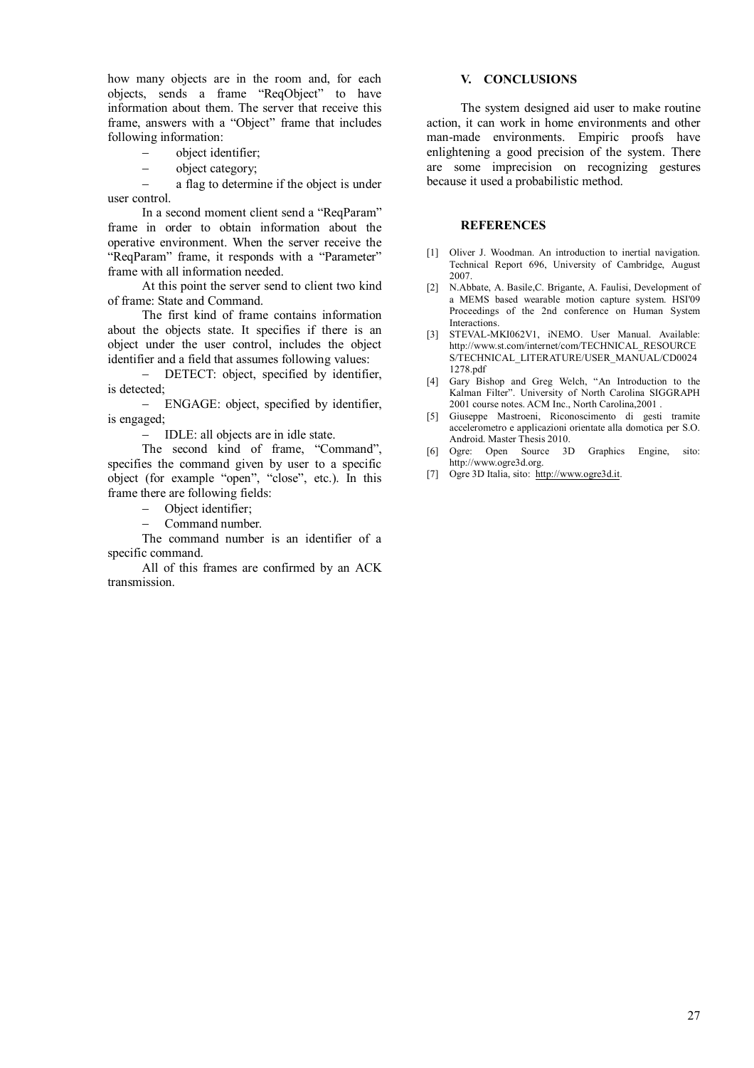how many objects are in the room and, for each objects, sends a frame "ReqObject" to have information about them. The server that receive this frame, answers with a "Object" frame that includes following information:

- object identifier;
- object category;
- a flag to determine if the object is under user control.

In a second moment client send a "ReqParam" frame in order to obtain information about the operative environment. When the server receive the "ReqParam" frame, it responds with a "Parameter" frame with all information needed.

At this point the server send to client two kind of frame: State and Command.

The first kind of frame contains information about the objects state. It specifies if there is an object under the user control, includes the object identifier and a field that assumes following values:

- DETECT: object, specified by identifier, is detected;
- ENGAGE: object, specified by identifier, is engaged;
- IDLE: all objects are in idle state.

The second kind of frame, "Command", specifies the command given by user to a specific object (for example "open", "close", etc.). In this frame there are following fields:

- Object identifier;
- Command number.

The command number is an identifier of a specific command.

All of this frames are confirmed by an ACK transmission.

## V. CONCLUSIONS

The system designed aid user to make routine action, it can work in home environments and other man-made environments. Empiric proofs have enlightening a good precision of the system. There are some imprecision on recognizing gestures because it used a probabilistic method.

## REFERENCES

[1] Oliver J. Woodman. An introduction to inertial navigation. Technical Report 696, University of Cambridge, August 2007.

[2] N.Abbate, A. Basile,C. Brigante, A. Faulisi, Development of a MEMS based wearable motion capture system. HSI'09 Proceedings of the 2nd conference on Human System Interactions.

[3] STEVAL-MKI062V1, iNEMO. User Manual. Available: http://www.st.com/internet/com/TECHNICAL_RESOURCES/TECHNICAL_LITERATURE/USER_MANUAL/CD00241278.pdf

[4] Gary Bishop and Greg Welch, "An Introduction to the Kalman Filter". University of North Carolina SIGGRAPH 2001 course notes. ACM Inc., North Carolina,2001 .

[5] Giuseppe Mastroeni, Riconoscimento di gesti tramite accelerometro e applicazioni orientate alla domotica per S.O. Android. Master Thesis 2010.

[6] Ogre: Open Source 3D Graphics Engine, sito: http://www.ogre3d.org.

[7] Ogre 3D Italia, sito: http://www.ogre3d.it.